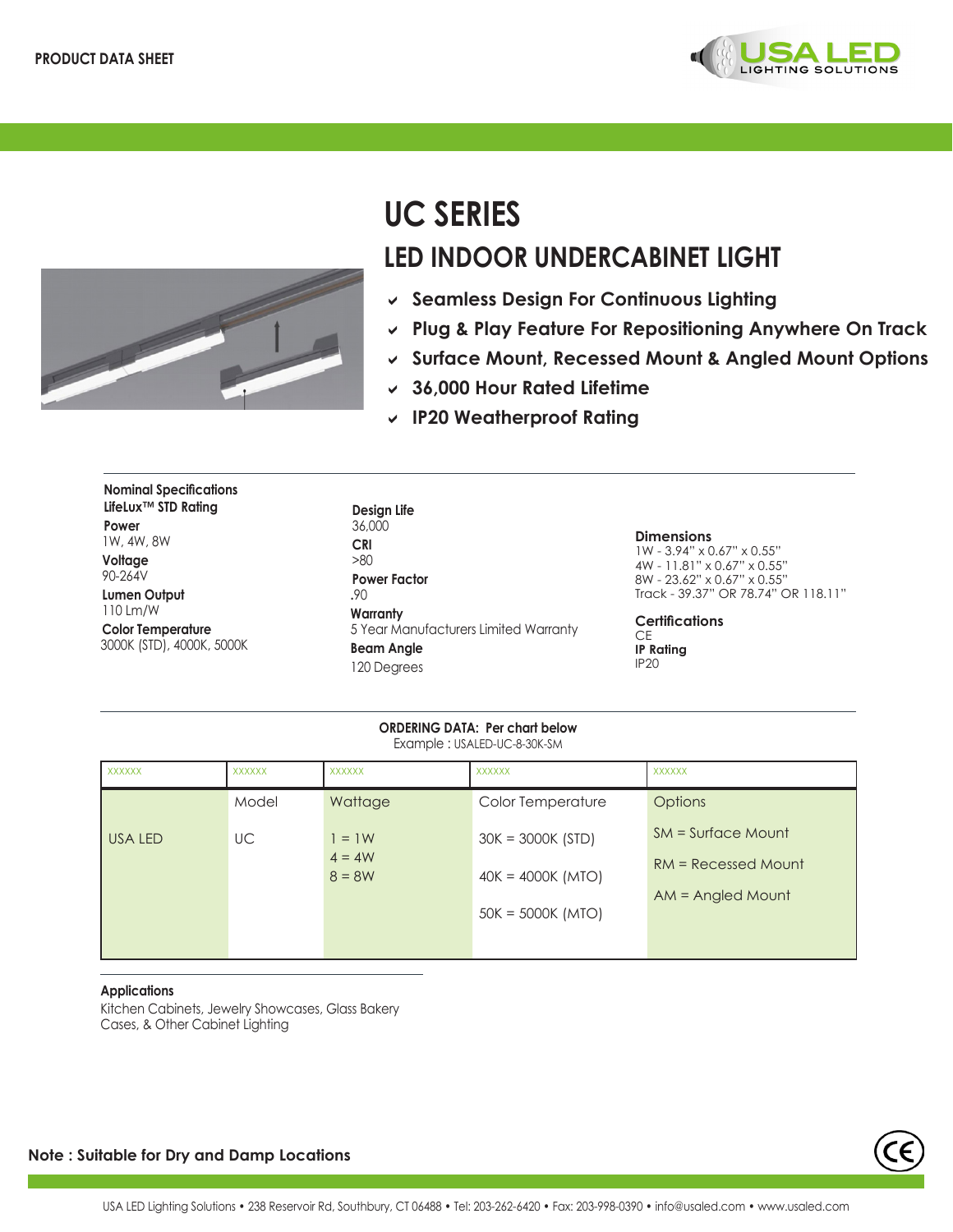PRODUCT DATA SHEET

# UC SERIES

## LED INDOOR UNDERCABINET LIGHT

- Seamless Design For Continuous Lighting
- Plug & Play Feature For Repositioning Anywhere On Track
- Surface Mount, Recessed Mount & Angled Mount Options
- 36,000 Hour Rated Lifetime
- IP20 Weatherproof Rating

**Nominal Specifications**
**LifeLux™ STD Rating**

**Power**
1W, 4W, 8W

**Voltage**
90-264V

**Lumen Output**
110 Lm/W

**Color Temperature**
3000K (STD), 4000K, 5000K

**Design Life**
36,000

**CRI**
>80

**Power Factor**
.90

**Warranty**
5 Year Manufacturers Limited Warranty

**Beam Angle**
120 Degrees

**Dimensions**
1W - 3.94" x 0.67" x 0.55"
4W - 11.81" x 0.67" x 0.55"
8W - 23.62" x 0.67" x 0.55"
Track - 39.37" OR 78.74" OR 118.11"

**Certifications**
CE

**IP Rating**
IP20

**ORDERING DATA: Per chart below**
Example : USALED-UC-8-30K-SM

| XXXXXX | XXXXXX | XXXXXX | XXXXXX | XXXXXX |
|---|---|---|---|---|
| | Model | Wattage | Color Temperature | Options |
| USA LED | UC | 1 = 1W<br>4 = 4W<br>8 = 8W | 30K = 3000K (STD)<br>40K = 4000K (MTO)<br>50K = 5000K (MTO) | SM = Surface Mount<br>RM = Recessed Mount<br>AM = Angled Mount |

**Applications**
Kitchen Cabinets, Jewelry Showcases, Glass Bakery Cases, & Other Cabinet Lighting

**Note : Suitable for Dry and Damp Locations**

USA LED Lighting Solutions • 238 Reservoir Rd, Southbury, CT 06488 • Tel: 203-262-6420 • Fax: 203-998-0390 • info@usaled.com • www.usaled.com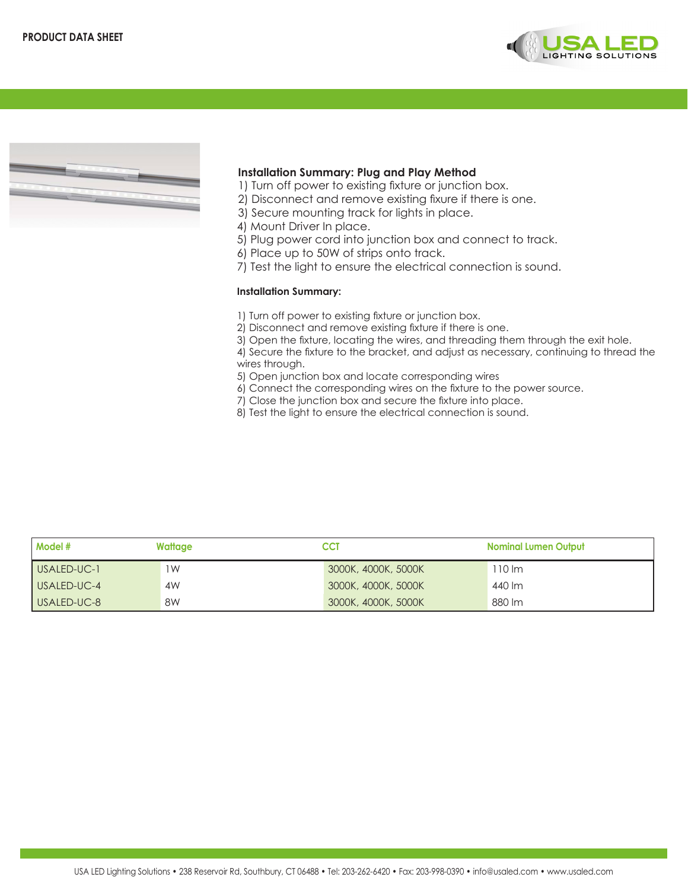**PRODUCT DATA SHEET**

### Installation Summary: Plug and Play Method

1) Turn off power to existing fixture or junction box.
2) Disconnect and remove existing fixure if there is one.
3) Secure mounting track for lights in place.
4) Mount Driver In place.
5) Plug power cord into junction box and connect to track.
6) Place up to 50W of strips onto track.
7) Test the light to ensure the electrical connection is sound.

#### Installation Summary:

1) Turn off power to existing fixture or junction box.
2) Disconnect and remove existing fixture if there is one.
3) Open the fixture, locating the wires, and threading them through the exit hole.
4) Secure the fixture to the bracket, and adjust as necessary, continuing to thread the wires through.
5) Open junction box and locate corresponding wires
6) Connect the corresponding wires on the fixture to the power source.
7) Close the junction box and secure the fixture into place.
8) Test the light to ensure the electrical connection is sound.

| Model # | Wattage | CCT | Nominal Lumen Output |
|---|---|---|---|
| USALED-UC-1 | 1W | 3000K, 4000K, 5000K | 110 lm |
| USALED-UC-4 | 4W | 3000K, 4000K, 5000K | 440 lm |
| USALED-UC-8 | 8W | 3000K, 4000K, 5000K | 880 lm |

USA LED Lighting Solutions • 238 Reservoir Rd, Southbury, CT 06488 • Tel: 203-262-6420 • Fax: 203-998-0390 • info@usaled.com • www.usaled.com